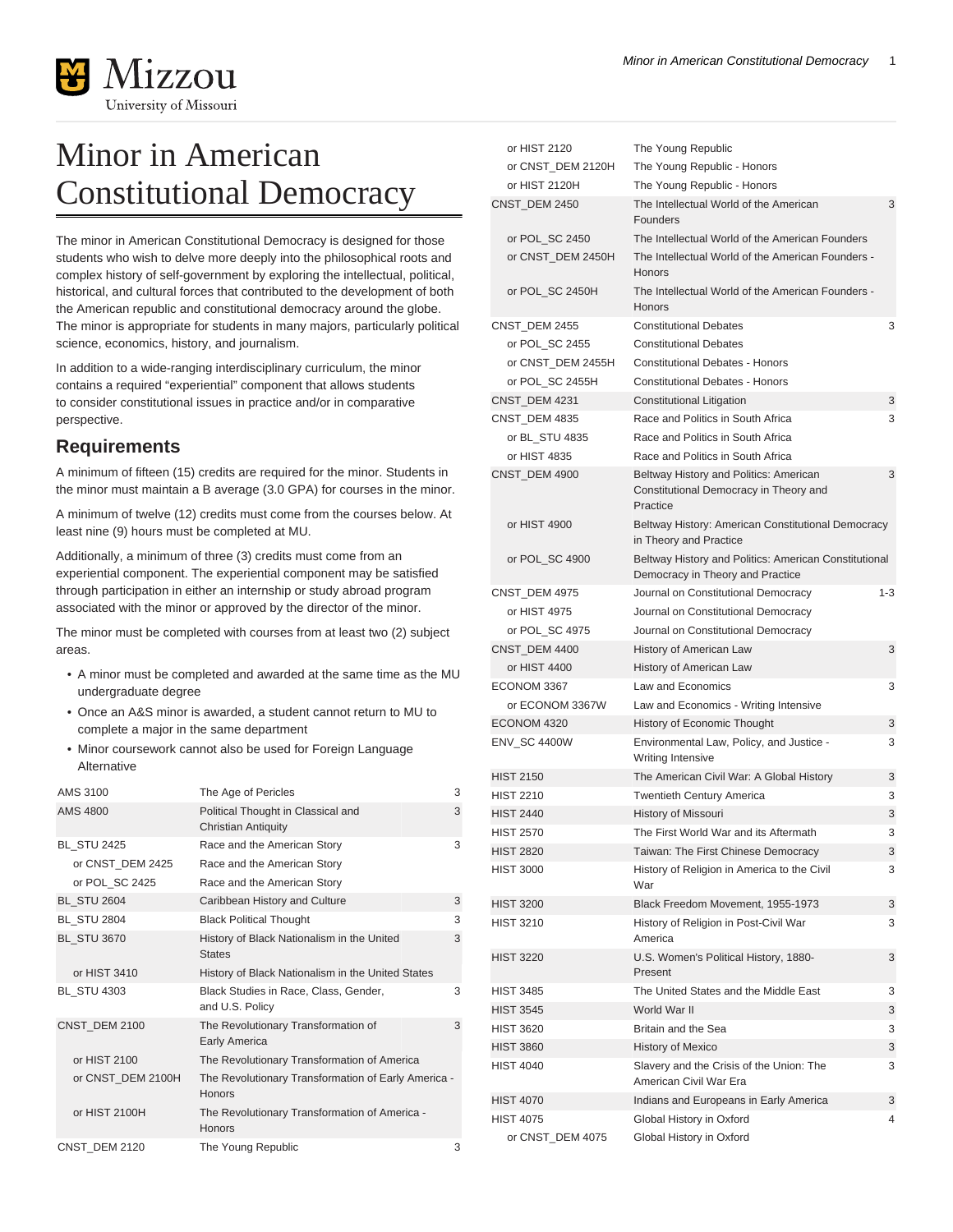# Minor in American Constitutional Democracy

The minor in American Constitutional Democracy is designed for those students who wish to delve more deeply into the philosophical roots and complex history of self-government by exploring the intellectual, political, historical, and cultural forces that contributed to the development of both the American republic and constitutional democracy around the globe. The minor is appropriate for students in many majors, particularly political science, economics, history, and journalism.

In addition to a wide-ranging interdisciplinary curriculum, the minor contains a required "experiential" component that allows students to consider constitutional issues in practice and/or in comparative perspective.

## Requirements

A minimum of fifteen (15) credits are required for the minor. Students in the minor must maintain a B average (3.0 GPA) for courses in the minor.

A minimum of twelve (12) credits must come from the courses below. At least nine (9) hours must be completed at MU.

Additionally, a minimum of three (3) credits must come from an experiential component. The experiential component may be satisfied through participation in either an internship or study abroad program associated with the minor or approved by the director of the minor.

The minor must be completed with courses from at least two (2) subject areas.

- A minor must be completed and awarded at the same time as the MU undergraduate degree
- Once an A&S minor is awarded, a student cannot return to MU to complete a major in the same department
- Minor coursework cannot also be used for Foreign Language Alternative

| Course | Title | Credits |
|---|---|---|
| AMS 3100 | The Age of Pericles | 3 |
| AMS 4800 | Political Thought in Classical and Christian Antiquity | 3 |
| BL_STU 2425 | Race and the American Story | 3 |
| or CNST_DEM 2425 | Race and the American Story | |
| or POL_SC 2425 | Race and the American Story | |
| BL_STU 2604 | Caribbean History and Culture | 3 |
| BL_STU 2804 | Black Political Thought | 3 |
| BL_STU 3670 | History of Black Nationalism in the United States | 3 |
| or HIST 3410 | History of Black Nationalism in the United States | |
| BL_STU 4303 | Black Studies in Race, Class, Gender, and U.S. Policy | 3 |
| CNST_DEM 2100 | The Revolutionary Transformation of Early America | 3 |
| or HIST 2100 | The Revolutionary Transformation of America | |
| or CNST_DEM 2100H | The Revolutionary Transformation of Early America - Honors | |
| or HIST 2100H | The Revolutionary Transformation of America - Honors | |
| CNST_DEM 2120 | The Young Republic | 3 |
| or HIST 2120 | The Young Republic | |
| or CNST_DEM 2120H | The Young Republic - Honors | |
| or HIST 2120H | The Young Republic - Honors | |
| CNST_DEM 2450 | The Intellectual World of the American Founders | 3 |
| or POL_SC 2450 | The Intellectual World of the American Founders | |
| or CNST_DEM 2450H | The Intellectual World of the American Founders - Honors | |
| or POL_SC 2450H | The Intellectual World of the American Founders - Honors | |
| CNST_DEM 2455 | Constitutional Debates | 3 |
| or POL_SC 2455 | Constitutional Debates | |
| or CNST_DEM 2455H | Constitutional Debates - Honors | |
| or POL_SC 2455H | Constitutional Debates - Honors | |
| CNST_DEM 4231 | Constitutional Litigation | 3 |
| CNST_DEM 4835 | Race and Politics in South Africa | 3 |
| or BL_STU 4835 | Race and Politics in South Africa | |
| or HIST 4835 | Race and Politics in South Africa | |
| CNST_DEM 4900 | Beltway History and Politics: American Constitutional Democracy in Theory and Practice | 3 |
| or HIST 4900 | Beltway History: American Constitutional Democracy in Theory and Practice | |
| or POL_SC 4900 | Beltway History and Politics: American Constitutional Democracy in Theory and Practice | |
| CNST_DEM 4975 | Journal on Constitutional Democracy | 1-3 |
| or HIST 4975 | Journal on Constitutional Democracy | |
| or POL_SC 4975 | Journal on Constitutional Democracy | |
| CNST_DEM 4400 | History of American Law | 3 |
| or HIST 4400 | History of American Law | |
| ECONOM 3367 | Law and Economics | 3 |
| or ECONOM 3367W | Law and Economics - Writing Intensive | |
| ECONOM 4320 | History of Economic Thought | 3 |
| ENV_SC 4400W | Environmental Law, Policy, and Justice - Writing Intensive | 3 |
| HIST 2150 | The American Civil War: A Global History | 3 |
| HIST 2210 | Twentieth Century America | 3 |
| HIST 2440 | History of Missouri | 3 |
| HIST 2570 | The First World War and its Aftermath | 3 |
| HIST 2820 | Taiwan: The First Chinese Democracy | 3 |
| HIST 3000 | History of Religion in America to the Civil War | 3 |
| HIST 3200 | Black Freedom Movement, 1955-1973 | 3 |
| HIST 3210 | History of Religion in Post-Civil War America | 3 |
| HIST 3220 | U.S. Women's Political History, 1880-Present | 3 |
| HIST 3485 | The United States and the Middle East | 3 |
| HIST 3545 | World War II | 3 |
| HIST 3620 | Britain and the Sea | 3 |
| HIST 3860 | History of Mexico | 3 |
| HIST 4040 | Slavery and the Crisis of the Union: The American Civil War Era | 3 |
| HIST 4070 | Indians and Europeans in Early America | 3 |
| HIST 4075 | Global History in Oxford | 4 |
| or CNST_DEM 4075 | Global History in Oxford | |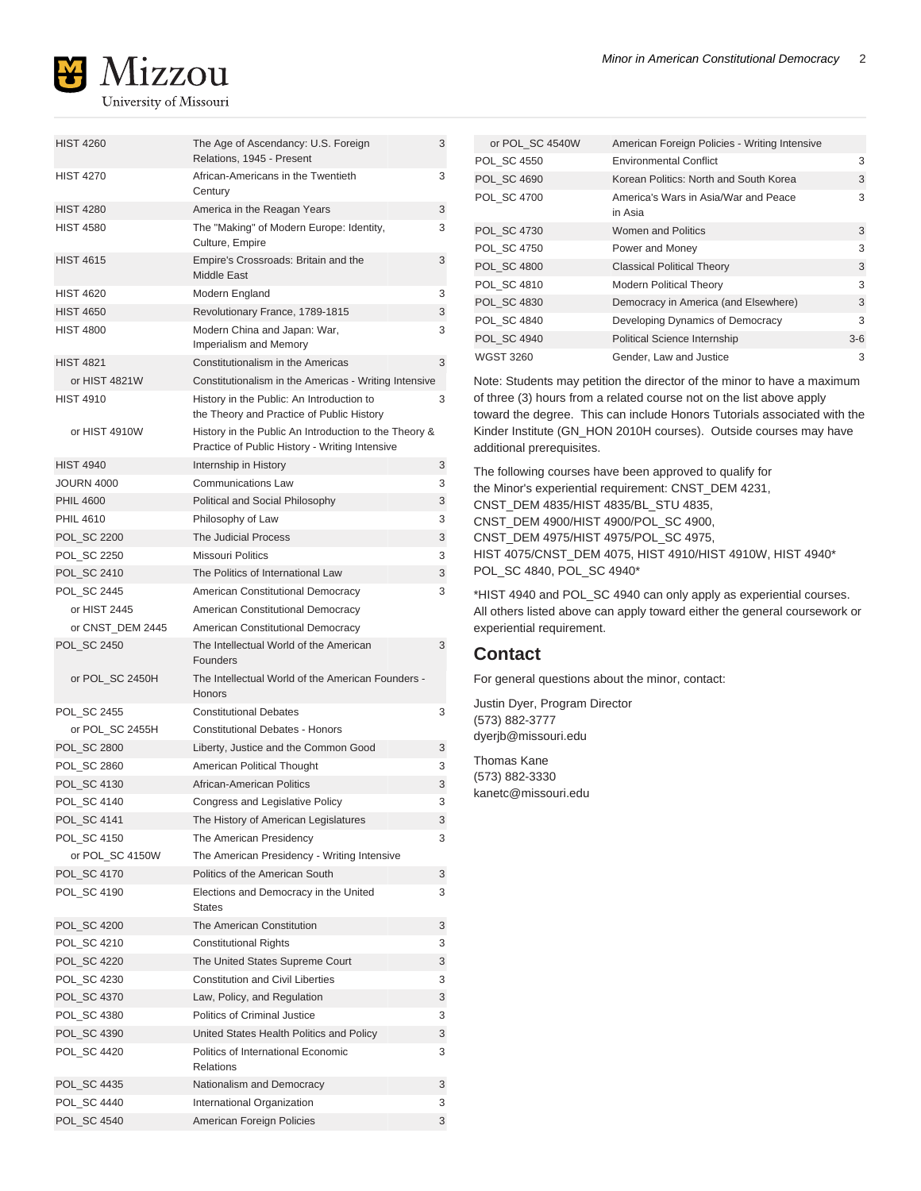| | | |
|---|---|---|
| HIST 4260 | The Age of Ascendancy: U.S. Foreign Relations, 1945 - Present | 3 |
| HIST 4270 | African-Americans in the Twentieth Century | 3 |
| HIST 4280 | America in the Reagan Years | 3 |
| HIST 4580 | The "Making" of Modern Europe: Identity, Culture, Empire | 3 |
| HIST 4615 | Empire's Crossroads: Britain and the Middle East | 3 |
| HIST 4620 | Modern England | 3 |
| HIST 4650 | Revolutionary France, 1789-1815 | 3 |
| HIST 4800 | Modern China and Japan: War, Imperialism and Memory | 3 |
| HIST 4821 | Constitutionalism in the Americas | 3 |
| or HIST 4821W | Constitutionalism in the Americas - Writing Intensive | |
| HIST 4910 | History in the Public: An Introduction to the Theory and Practice of Public History | 3 |
| or HIST 4910W | History in the Public An Introduction to the Theory & Practice of Public History - Writing Intensive | |
| HIST 4940 | Internship in History | 3 |
| JOURN 4000 | Communications Law | 3 |
| PHIL 4600 | Political and Social Philosophy | 3 |
| PHIL 4610 | Philosophy of Law | 3 |
| POL_SC 2200 | The Judicial Process | 3 |
| POL_SC 2250 | Missouri Politics | 3 |
| POL_SC 2410 | The Politics of International Law | 3 |
| POL_SC 2445 | American Constitutional Democracy | 3 |
| or HIST 2445 | American Constitutional Democracy | |
| or CNST_DEM 2445 | American Constitutional Democracy | |
| POL_SC 2450 | The Intellectual World of the American Founders | 3 |
| or POL_SC 2450H | The Intellectual World of the American Founders - Honors | |
| POL_SC 2455 | Constitutional Debates | 3 |
| or POL_SC 2455H | Constitutional Debates - Honors | |
| POL_SC 2800 | Liberty, Justice and the Common Good | 3 |
| POL_SC 2860 | American Political Thought | 3 |
| POL_SC 4130 | African-American Politics | 3 |
| POL_SC 4140 | Congress and Legislative Policy | 3 |
| POL_SC 4141 | The History of American Legislatures | 3 |
| POL_SC 4150 | The American Presidency | 3 |
| or POL_SC 4150W | The American Presidency - Writing Intensive | |
| POL_SC 4170 | Politics of the American South | 3 |
| POL_SC 4190 | Elections and Democracy in the United States | 3 |
| POL_SC 4200 | The American Constitution | 3 |
| POL_SC 4210 | Constitutional Rights | 3 |
| POL_SC 4220 | The United States Supreme Court | 3 |
| POL_SC 4230 | Constitution and Civil Liberties | 3 |
| POL_SC 4370 | Law, Policy, and Regulation | 3 |
| POL_SC 4380 | Politics of Criminal Justice | 3 |
| POL_SC 4390 | United States Health Politics and Policy | 3 |
| POL_SC 4420 | Politics of International Economic Relations | 3 |
| POL_SC 4435 | Nationalism and Democracy | 3 |
| POL_SC 4440 | International Organization | 3 |
| POL_SC 4540 | American Foreign Policies | 3 |
| or POL_SC 4540W | American Foreign Policies - Writing Intensive | |
| POL_SC 4550 | Environmental Conflict | 3 |
| POL_SC 4690 | Korean Politics: North and South Korea | 3 |
| POL_SC 4700 | America's Wars in Asia/War and Peace in Asia | 3 |
| POL_SC 4730 | Women and Politics | 3 |
| POL_SC 4750 | Power and Money | 3 |
| POL_SC 4800 | Classical Political Theory | 3 |
| POL_SC 4810 | Modern Political Theory | 3 |
| POL_SC 4830 | Democracy in America (and Elsewhere) | 3 |
| POL_SC 4840 | Developing Dynamics of Democracy | 3 |
| POL_SC 4940 | Political Science Internship | 3-6 |
| WGST 3260 | Gender, Law and Justice | 3 |

Note: Students may petition the director of the minor to have a maximum of three (3) hours from a related course not on the list above apply toward the degree. This can include Honors Tutorials associated with the Kinder Institute (GN_HON 2010H courses). Outside courses may have additional prerequisites.

The following courses have been approved to qualify for the Minor's experiential requirement: CNST_DEM 4231, CNST_DEM 4835/HIST 4835/BL_STU 4835, CNST_DEM 4900/HIST 4900/POL_SC 4900, CNST_DEM 4975/HIST 4975/POL_SC 4975, HIST 4075/CNST_DEM 4075, HIST 4910/HIST 4910W, HIST 4940* POL_SC 4840, POL_SC 4940*

*HIST 4940 and POL_SC 4940 can only apply as experiential courses. All others listed above can apply toward either the general coursework or experiential requirement.

## Contact

For general questions about the minor, contact:

Justin Dyer, Program Director
(573) 882-3777
dyerjb@missouri.edu

Thomas Kane
(573) 882-3330
kanetc@missouri.edu